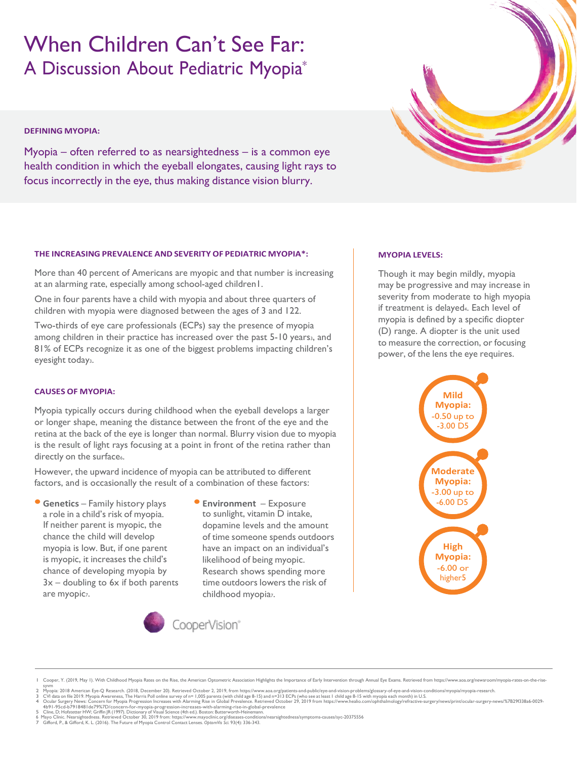// Title and subtitle
# When Children Can't See Far:
## A Discussion About Pediatric Myopia*

**DEFINING MYOPIA:**

Myopia – often referred to as nearsightedness – is a common eye health condition in which the eyeball elongates, causing light rays to focus incorrectly in the eye, thus making distance vision blurry.

### THE INCREASING PREVALENCE AND SEVERITY OF PEDIATRIC MYOPIA*:

More than 40 percent of Americans are myopic and that number is increasing at an alarming rate, especially among school-aged children[1].

One in four parents have a child with myopia and about three quarters of children with myopia were diagnosed between the ages of 3 and 12[2].

Two-thirds of eye care professionals (ECPs) say the presence of myopia among children in their practice has increased over the past 5-10 years[3], and 81% of ECPs recognize it as one of the biggest problems impacting children's eyesight today[3].

### CAUSES OF MYOPIA:

Myopia typically occurs during childhood when the eyeball develops a larger or longer shape, meaning the distance between the front of the eye and the retina at the back of the eye is longer than normal. Blurry vision due to myopia is the result of light rays focusing at a point in front of the retina rather than directly on the surface[6].

However, the upward incidence of myopia can be attributed to different factors, and is occasionally the result of a combination of these factors:

- **Genetics** – Family history plays a role in a child's risk of myopia. If neither parent is myopic, the chance the child will develop myopia is low. But, if one parent is myopic, it increases the child's chance of developing myopia by 3x – doubling to 6x if both parents are myopic[7].
- **Environment** – Exposure to sunlight, vitamin D intake, dopamine levels and the amount of time someone spends outdoors have an impact on an individual's likelihood of being myopic. Research shows spending more time outdoors lowers the risk of childhood myopia[7].

### MYOPIA LEVELS:

Though it may begin mildly, myopia may be progressive and may increase in severity from moderate to high myopia if treatment is delayed[4]. Each level of myopia is defined by a specific diopter (D) range. A diopter is the unit used to measure the correction, or focusing power, of the lens the eye requires.

- **Mild Myopia:** -0.50 up to -3.00 D[5]
- **Moderate Myopia:** -3.00 up to -6.00 D[5]
- **High Myopia:** -6.00 or higher[5]

CooperVision®

1 Cooper, Y. (2019, May 1). With Childhood Myopia Rates on the Rise, the American Optometric Association Highlights the Importance of Early Intervention through Annual Eye Exams. Retrieved from https://www.aoa.org/newsroom/myopia-rates-on-the-rise-syvm
2 Myopia: 2018 American Eye-Q Research. (2018, December 20). Retrieved October 2, 2019, from https://www.aoa.org/patients-and-public/eye-and-vision-problems/glossary-of-eye-and-vision-conditions/myopia/myopia-research.
3 CVI data on file 2019. Myopia Awareness, The Harris Poll online survey of n= 1,005 parents (with child age 8-15) and n=313 ECPs (who see at least 1 child age 8-15 with myopia each month) in U.S.
4 Ocular Surgery News: Concern for Myopia Progression Increases with Alarming Rise in Global Prevalence. Retrieved October 29, 2019 from https://www.healio.com/ophthalmology/refractive-surgery/news/print/ocular-surgery-news/%7B29f338a6-0029-4b91-95cd-b7918481de79%7D/concern-for-myopia-progression-increases-with-alarming-rise-in-global-prevalence
5 Cline, D; Hofstetter HW; Griffin JR (1997). Dictionary of Visual Science (4th ed.). Boston: Butterworth-Heinemann.
6 Mayo Clinic. Nearsightedness. Retrieved October 30, 2019 from: https://www.mayoclinic.org/diseases-conditions/nearsightedness/symptoms-causes/syc-20375556
7 Gifford, P., & Gifford, K. L. (2016). The Future of Myopia Control Contact Lenses. *OptomVis Sci.* 93(4): 336-343.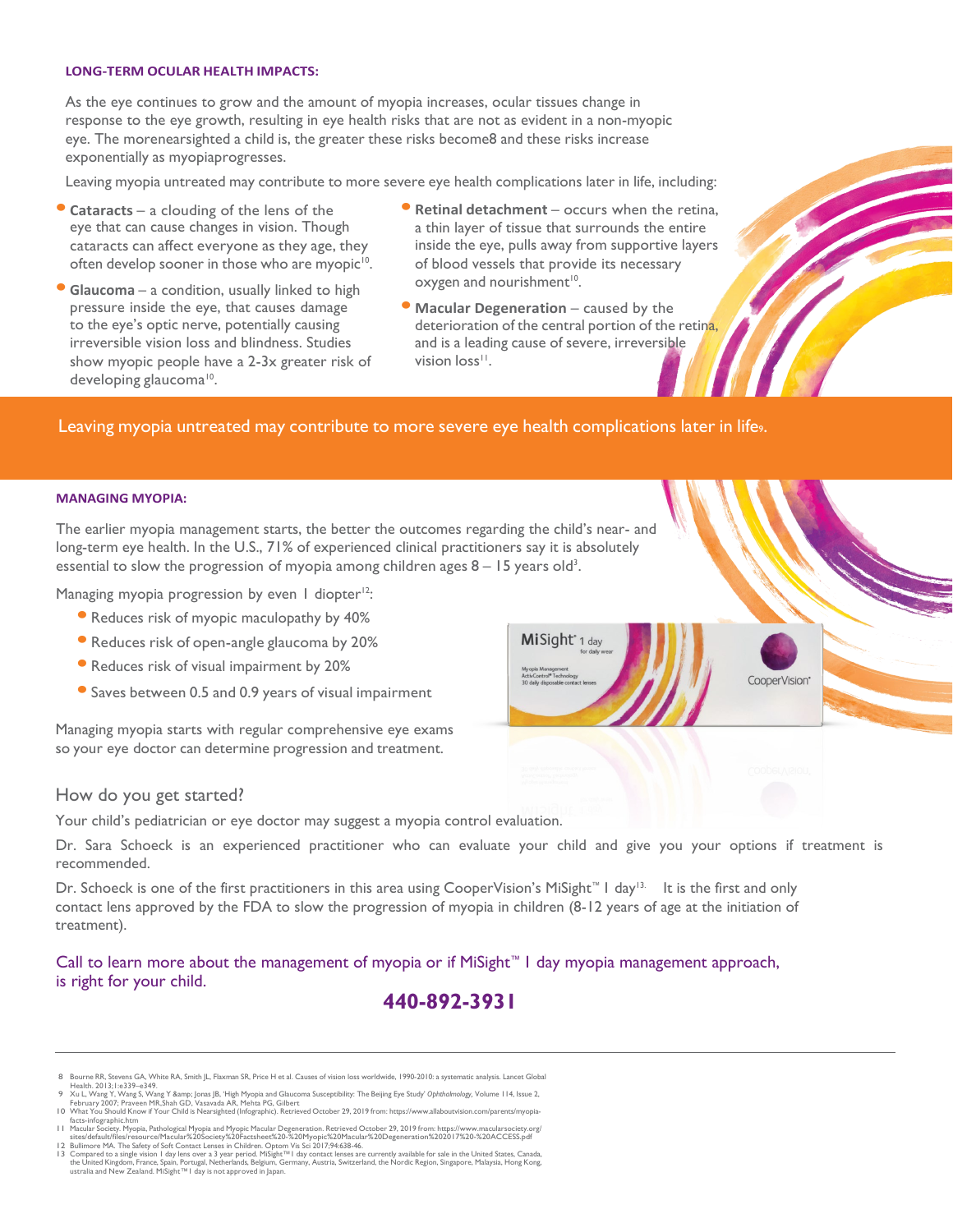### LONG-TERM OCULAR HEALTH IMPACTS:

As the eye continues to grow and the amount of myopia increases, ocular tissues change in response to the eye growth, resulting in eye health risks that are not as evident in a non-myopic eye. The morenearsighted a child is, the greater these risks become8 and these risks increase exponentially as myopiaprogresses.

Leaving myopia untreated may contribute to more severe eye health complications later in life, including:

- **Cataracts** – a clouding of the lens of the eye that can cause changes in vision. Though cataracts can affect everyone as they age, they often develop sooner in those who are myopic[10].
- **Glaucoma** – a condition, usually linked to high pressure inside the eye, that causes damage to the eye's optic nerve, potentially causing irreversible vision loss and blindness. Studies show myopic people have a 2-3x greater risk of developing glaucoma[10].
- **Retinal detachment** – occurs when the retina, a thin layer of tissue that surrounds the entire inside the eye, pulls away from supportive layers of blood vessels that provide its necessary oxygen and nourishment[10].
- **Macular Degeneration** – caused by the deterioration of the central portion of the retina, and is a leading cause of severe, irreversible vision loss[11].

Leaving myopia untreated may contribute to more severe eye health complications later in life[9].

### MANAGING MYOPIA:

The earlier myopia management starts, the better the outcomes regarding the child's near- and long-term eye health. In the U.S., 71% of experienced clinical practitioners say it is absolutely essential to slow the progression of myopia among children ages 8 – 15 years old[3].

Managing myopia progression by even 1 diopter[12]:

- Reduces risk of myopic maculopathy by 40%
- Reduces risk of open-angle glaucoma by 20%
- Reduces risk of visual impairment by 20%
- Saves between 0.5 and 0.9 years of visual impairment

Managing myopia starts with regular comprehensive eye exams so your eye doctor can determine progression and treatment.

MiSight® 1 day for daily wear
Myopia Management ActivControl® Technology 30 daily disposable contact lenses
CooperVision®

## How do you get started?

Your child's pediatrician or eye doctor may suggest a myopia control evaluation.

Dr. Sara Schoeck is an experienced practitioner who can evaluate your child and give you your options if treatment is recommended.

Dr. Schoeck is one of the first practitioners in this area using CooperVision's MiSight™ 1 day[13]. It is the first and only contact lens approved by the FDA to slow the progression of myopia in children (8-12 years of age at the initiation of treatment).

Call to learn more about the management of myopia or if MiSight™ 1 day myopia management approach, is right for your child.

**440-892-3931**

---

8 Bourne RR, Stevens GA, White RA, Smith JL, Flaxman SR, Price H et al. Causes of vision loss worldwide, 1990-2010: a systematic analysis. Lancet Global Health. 2013;1:e339–e349.
9 Xu L, Wang Y, Wang S, Wang Y &amp; Jonas JB, 'High Myopia and Glaucoma Susceptibility: The Beijing Eye Study' *Ophthalmology*, Volume 114, Issue 2, February 2007; Praveen MR,Shah GD, Vasavada AR, Mehta PG, Gilbert
10 What You Should Know if Your Child is Nearsighted (Infographic). Retrieved October 29, 2019 from: https://www.allaboutvision.com/parents/myopia-facts-infographic.htm
11 Macular Society. Myopia, Pathological Myopia and Myopic Macular Degeneration. Retrieved October 29, 2019 from: https://www.macularsociety.org/sites/default/files/resource/Macular%20Society%20Factsheet%20-%20Myopic%20Macular%20Degeneration%202017%20-%20ACCESS.pdf
12 Bullimore MA. The Safety of Soft Contact Lenses in Children. Optom Vis Sci 2017;94:638-46.
13 Compared to a single vision 1 day lens over a 3 year period. MiSight™ 1 day contact lenses are currently available for sale in the United States, Canada, the United Kingdom, France, Spain, Portugal, Netherlands, Belgium, Germany, Austria, Switzerland, the Nordic Region, Singapore, Malaysia, Hong Kong, ustralia and New Zealand. MiSight™ 1 day is not approved in Japan.